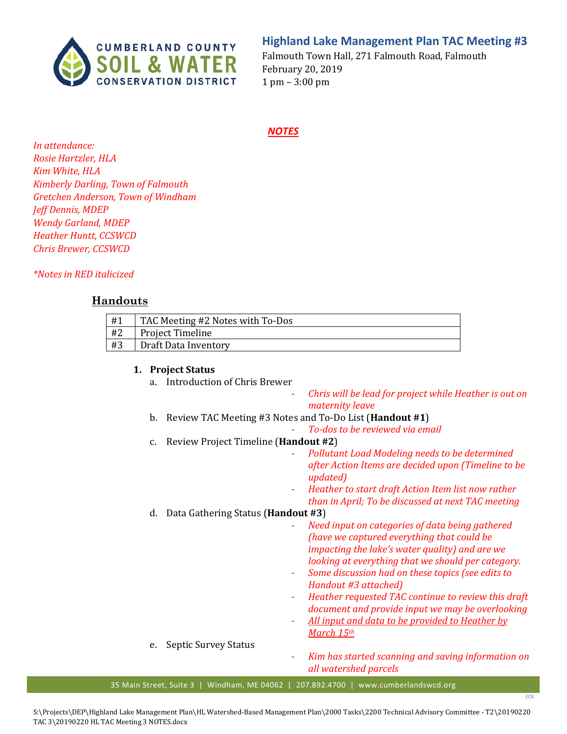# Highland Lake Management Plan TAC Meeting #3

Falmouth Town Hall, 271 Falmouth Road, Falmouth
February 20, 2019
1 pm – 3:00 pm

***NOTES***

*In attendance:*
*Rosie Hartzler, HLA*
*Kim White, HLA*
*Kimberly Darling, Town of Falmouth*
*Gretchen Anderson, Town of Windham*
*Jeff Dennis, MDEP*
*Wendy Garland, MDEP*
*Heather Huntt, CCSWCD*
*Chris Brewer, CCSWCD*

*\*Notes in RED italicized*

## Handouts

| #1 | TAC Meeting #2 Notes with To-Dos |
|---|---|
| #2 | Project Timeline |
| #3 | Draft Data Inventory |

1. **Project Status**
   a. Introduction of Chris Brewer
      - *Chris will be lead for project while Heather is out on maternity leave*

   b. Review TAC Meeting #3 Notes and To-Do List (**Handout #1**)
      - *To-dos to be reviewed via email*

   c. Review Project Timeline (**Handout #2**)
      - *Pollutant Load Modeling needs to be determined after Action Items are decided upon (Timeline to be updated)*
      - *Heather to start draft Action Item list now rather than in April; To be discussed at next TAC meeting*

   d. Data Gathering Status (**Handout #3**)
      - *Need input on categories of data being gathered (have we captured everything that could be impacting the lake's water quality) and are we looking at everything that we should per category.*
      - *Some discussion had on these topics (see edits to Handout #3 attached)*
      - *Heather requested TAC continue to review this draft document and provide input we may be overlooking*
      - *<u>All input and data to be provided to Heather by March 15th</u>*

   e. Septic Survey Status
      - *Kim has started scanning and saving information on all watershed parcels*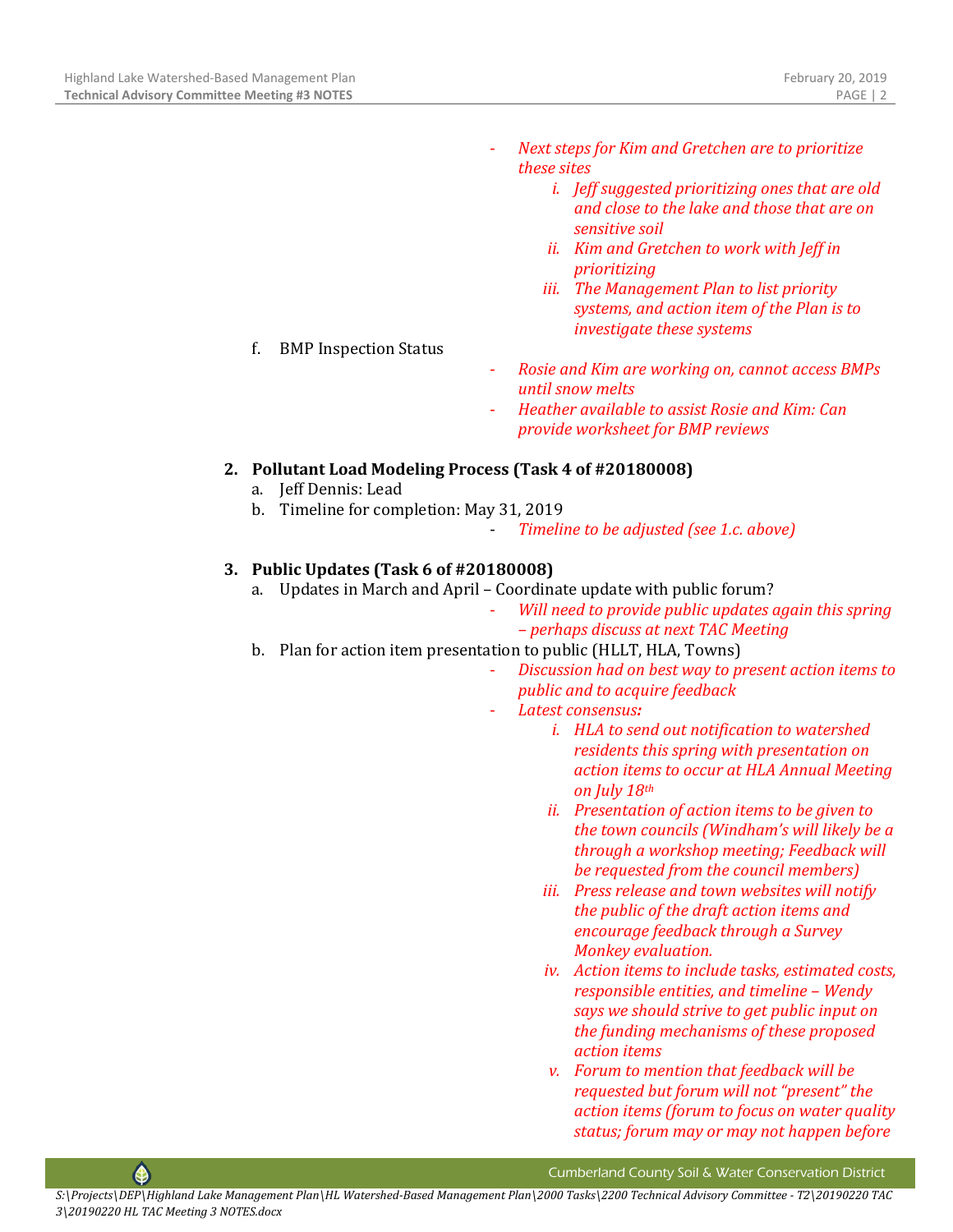- *Next steps for Kim and Gretchen are to prioritize these sites*
  - i. *Jeff suggested prioritizing ones that are old and close to the lake and those that are on sensitive soil*
  - ii. *Kim and Gretchen to work with Jeff in prioritizing*
  - iii. *The Management Plan to list priority systems, and action item of the Plan is to investigate these systems*

f. BMP Inspection Status

- *Rosie and Kim are working on, cannot access BMPs until snow melts*
- *Heather available to assist Rosie and Kim: Can provide worksheet for BMP reviews*

**2. Pollutant Load Modeling Process (Task 4 of #20180008)**

a. Jeff Dennis: Lead

b. Timeline for completion: May 31, 2019

- *Timeline to be adjusted (see 1.c. above)*

**3. Public Updates (Task 6 of #20180008)**

a. Updates in March and April – Coordinate update with public forum?

- *Will need to provide public updates again this spring – perhaps discuss at next TAC Meeting*

b. Plan for action item presentation to public (HLLT, HLA, Towns)

- *Discussion had on best way to present action items to public and to acquire feedback*
- *Latest consensus:*
  - i. *HLA to send out notification to watershed residents this spring with presentation on action items to occur at HLA Annual Meeting on July 18th*
  - ii. *Presentation of action items to be given to the town councils (Windham's will likely be a through a workshop meeting; Feedback will be requested from the council members)*
  - iii. *Press release and town websites will notify the public of the draft action items and encourage feedback through a Survey Monkey evaluation.*
  - iv. *Action items to include tasks, estimated costs, responsible entities, and timeline – Wendy says we should strive to get public input on the funding mechanisms of these proposed action items*
  - v. *Forum to mention that feedback will be requested but forum will not "present" the action items (forum to focus on water quality status; forum may or may not happen before*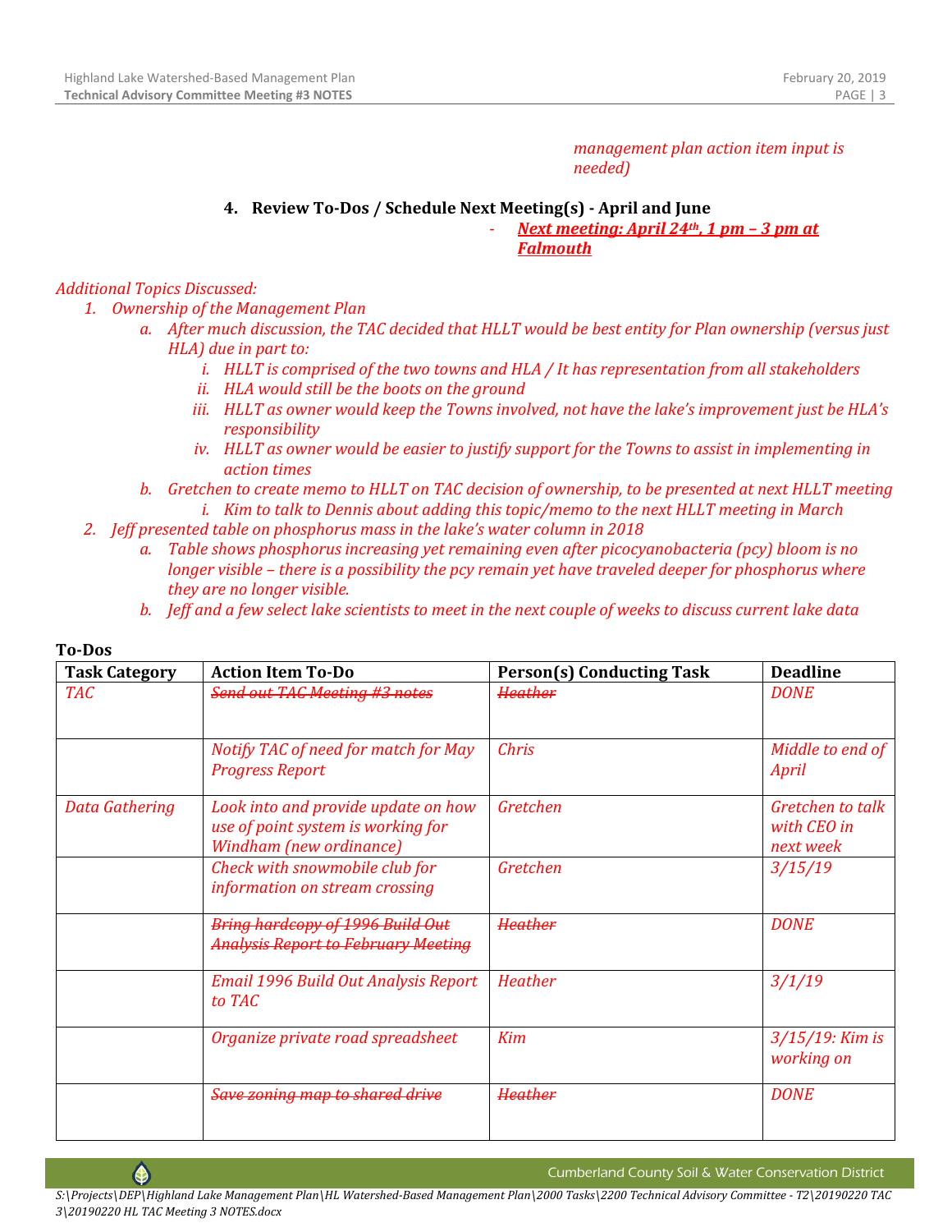*management plan action item input is needed)*

4. **Review To-Dos / Schedule Next Meeting(s) - April and June**
   - ***Next meeting: April 24th, 1 pm – 3 pm at Falmouth***

*Additional Topics Discussed:*

1. *Ownership of the Management Plan*
   a. *After much discussion, the TAC decided that HLLT would be best entity for Plan ownership (versus just HLA) due in part to:*
      i. *HLLT is comprised of the two towns and HLA / It has representation from all stakeholders*
      ii. *HLA would still be the boots on the ground*
      iii. *HLLT as owner would keep the Towns involved, not have the lake's improvement just be HLA's responsibility*
      iv. *HLLT as owner would be easier to justify support for the Towns to assist in implementing in action times*
   b. *Gretchen to create memo to HLLT on TAC decision of ownership, to be presented at next HLLT meeting*
      i. *Kim to talk to Dennis about adding this topic/memo to the next HLLT meeting in March*
2. *Jeff presented table on phosphorus mass in the lake's water column in 2018*
   a. *Table shows phosphorus increasing yet remaining even after picocyanobacteria (pcy) bloom is no longer visible – there is a possibility the pcy remain yet have traveled deeper for phosphorus where they are no longer visible.*
   b. *Jeff and a few select lake scientists to meet in the next couple of weeks to discuss current lake data*

**To-Dos**

| Task Category | Action Item To-Do | Person(s) Conducting Task | Deadline |
|---|---|---|---|
| *TAC* | ~~*Send out TAC Meeting #3 notes*~~ | ~~*Heather*~~ | *DONE* |
| | *Notify TAC of need for match for May Progress Report* | *Chris* | *Middle to end of April* |
| *Data Gathering* | *Look into and provide update on how use of point system is working for Windham (new ordinance)* | *Gretchen* | *Gretchen to talk with CEO in next week* |
| | *Check with snowmobile club for information on stream crossing* | *Gretchen* | *3/15/19* |
| | ~~*Bring hardcopy of 1996 Build Out Analysis Report to February Meeting*~~ | ~~*Heather*~~ | *DONE* |
| | *Email 1996 Build Out Analysis Report to TAC* | *Heather* | *3/1/19* |
| | *Organize private road spreadsheet* | *Kim* | *3/15/19: Kim is working on* |
| | ~~*Save zoning map to shared drive*~~ | ~~*Heather*~~ | *DONE* |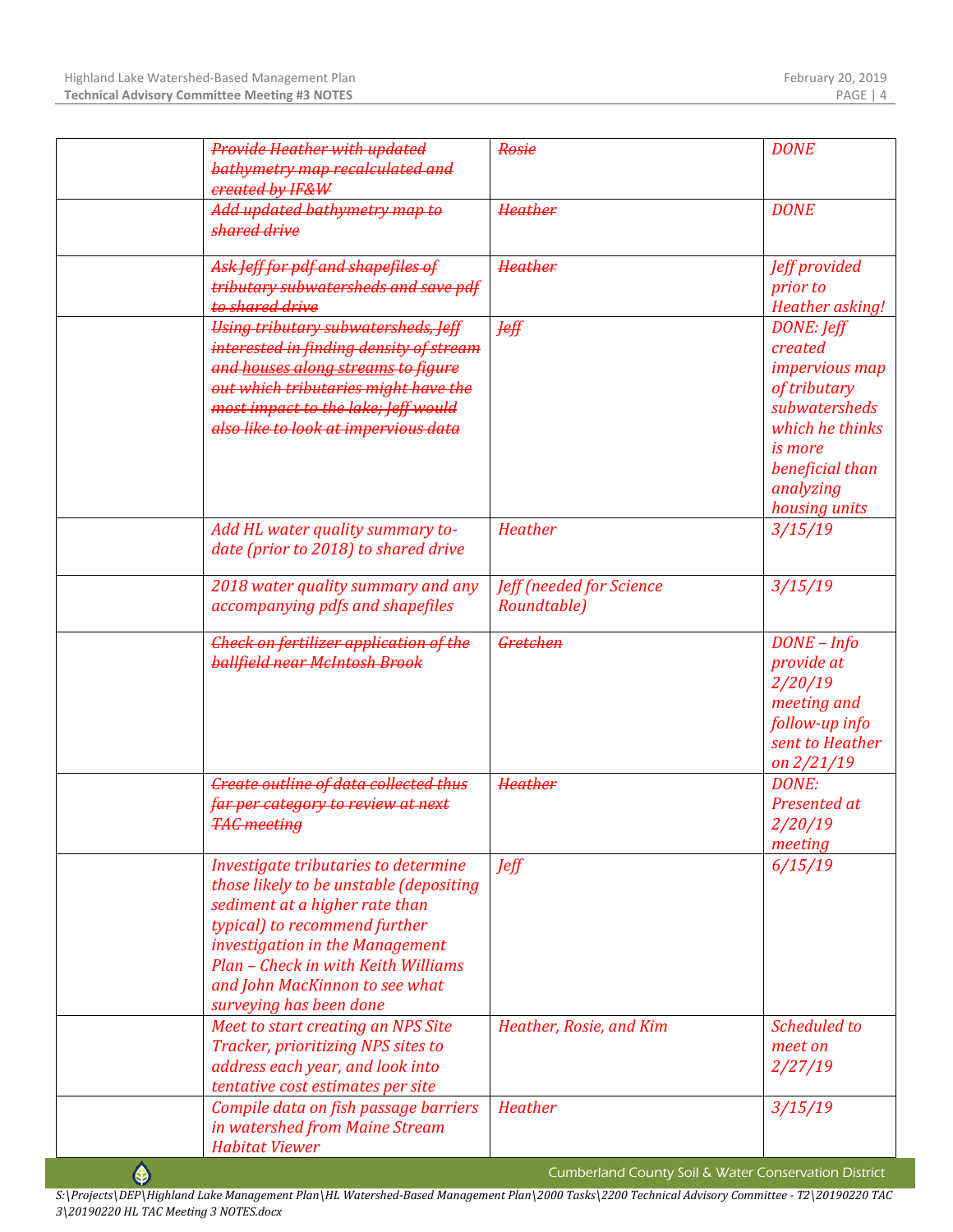| | | | |
|---|---|---|---|
| | ~~*Provide Heather with updated bathymetry map recalculated and created by IF&W*~~ | ~~*Rosie*~~ | *DONE* |
| | ~~*Add updated bathymetry map to shared drive*~~ | ~~*Heather*~~ | *DONE* |
| | ~~*Ask Jeff for pdf and shapefiles of tributary subwatersheds and save pdf to shared drive*~~ | ~~*Heather*~~ | *Jeff provided prior to Heather asking!* |
| | ~~*Using tributary subwatersheds, Jeff interested in finding density of stream and houses along streams to figure out which tributaries might have the most impact to the lake; Jeff would also like to look at impervious data*~~ | ~~*Jeff*~~ | *DONE: Jeff created impervious map of tributary subwatersheds which he thinks is more beneficial than analyzing housing units* |
| | *Add HL water quality summary to-date (prior to 2018) to shared drive* | *Heather* | *3/15/19* |
| | *2018 water quality summary and any accompanying pdfs and shapefiles* | *Jeff (needed for Science Roundtable)* | *3/15/19* |
| | ~~*Check on fertilizer application of the ballfield near McIntosh Brook*~~ | ~~*Gretchen*~~ | *DONE – Info provide at 2/20/19 meeting and follow-up info sent to Heather on 2/21/19* |
| | ~~*Create outline of data collected thus far per category to review at next TAC meeting*~~ | ~~*Heather*~~ | *DONE: Presented at 2/20/19 meeting* |
| | *Investigate tributaries to determine those likely to be unstable (depositing sediment at a higher rate than typical) to recommend further investigation in the Management Plan – Check in with Keith Williams and John MacKinnon to see what surveying has been done* | *Jeff* | *6/15/19* |
| | *Meet to start creating an NPS Site Tracker, prioritizing NPS sites to address each year, and look into tentative cost estimates per site* | *Heather, Rosie, and Kim* | *Scheduled to meet on 2/27/19* |
| | *Compile data on fish passage barriers in watershed from Maine Stream Habitat Viewer* | *Heather* | *3/15/19* |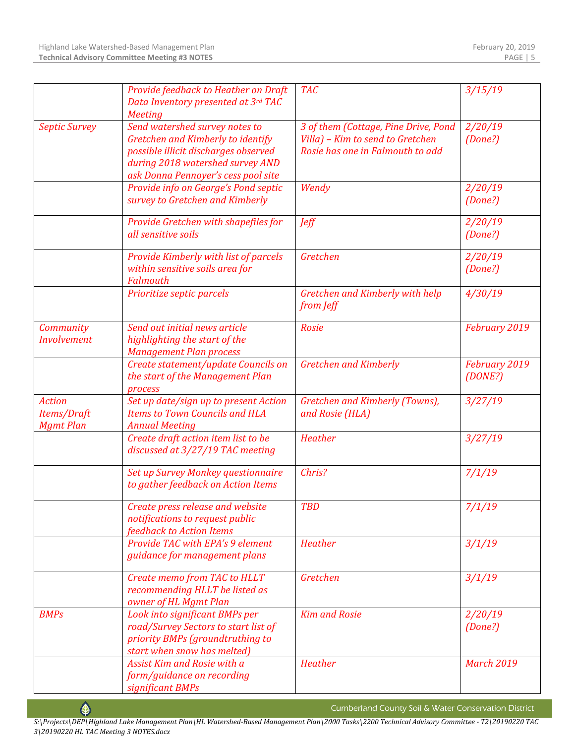| | | | |
|---|---|---|---|
| | *Provide feedback to Heather on Draft Data Inventory presented at 3rd TAC Meeting* | *TAC* | *3/15/19* |
| *Septic Survey* | *Send watershed survey notes to Gretchen and Kimberly to identify possible illicit discharges observed during 2018 watershed survey AND ask Donna Pennoyer's cess pool site* | *3 of them (Cottage, Pine Drive, Pond Villa) – Kim to send to Gretchen Rosie has one in Falmouth to add* | *2/20/19 (Done?)* |
| | *Provide info on George's Pond septic survey to Gretchen and Kimberly* | *Wendy* | *2/20/19 (Done?)* |
| | *Provide Gretchen with shapefiles for all sensitive soils* | *Jeff* | *2/20/19 (Done?)* |
| | *Provide Kimberly with list of parcels within sensitive soils area for Falmouth* | *Gretchen* | *2/20/19 (Done?)* |
| | *Prioritize septic parcels* | *Gretchen and Kimberly with help from Jeff* | *4/30/19* |
| *Community Involvement* | *Send out initial news article highlighting the start of the Management Plan process* | *Rosie* | *February 2019* |
| | *Create statement/update Councils on the start of the Management Plan process* | *Gretchen and Kimberly* | *February 2019 (DONE?)* |
| *Action Items/Draft Mgmt Plan* | *Set up date/sign up to present Action Items to Town Councils and HLA Annual Meeting* | *Gretchen and Kimberly (Towns), and Rosie (HLA)* | *3/27/19* |
| | *Create draft action item list to be discussed at 3/27/19 TAC meeting* | *Heather* | *3/27/19* |
| | *Set up Survey Monkey questionnaire to gather feedback on Action Items* | *Chris?* | *7/1/19* |
| | *Create press release and website notifications to request public feedback to Action Items* | *TBD* | *7/1/19* |
| | *Provide TAC with EPA's 9 element guidance for management plans* | *Heather* | *3/1/19* |
| | *Create memo from TAC to HLLT recommending HLLT be listed as owner of HL Mgmt Plan* | *Gretchen* | *3/1/19* |
| *BMPs* | *Look into significant BMPs per road/Survey Sectors to start list of priority BMPs (groundtruthing to start when snow has melted)* | *Kim and Rosie* | *2/20/19 (Done?)* |
| | *Assist Kim and Rosie with a form/guidance on recording significant BMPs* | *Heather* | *March 2019* |